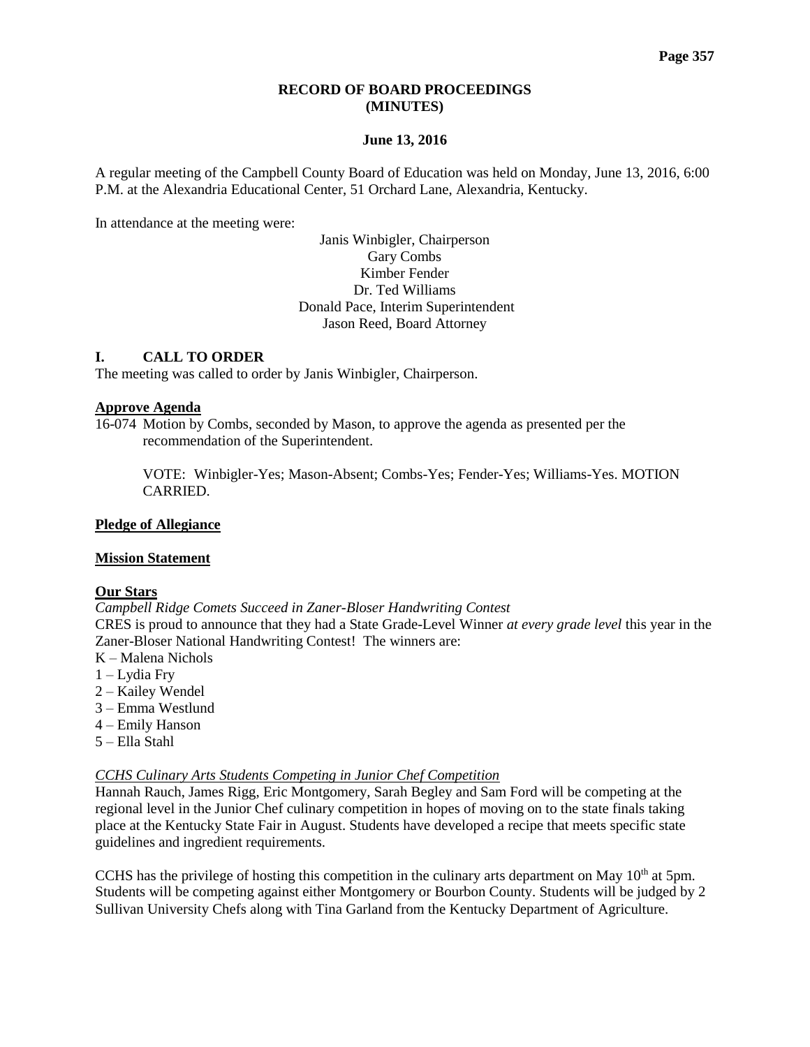# RECORD OF BOARD PROCEEDINGS
# (MINUTES)

**June 13, 2016**

A regular meeting of the Campbell County Board of Education was held on Monday, June 13, 2016, 6:00 P.M. at the Alexandria Educational Center, 51 Orchard Lane, Alexandria, Kentucky.

In attendance at the meeting were:

Janis Winbigler, Chairperson
Gary Combs
Kimber Fender
Dr. Ted Williams
Donald Pace, Interim Superintendent
Jason Reed, Board Attorney

## I. CALL TO ORDER

The meeting was called to order by Janis Winbigler, Chairperson.

**Approve Agenda**

16-074 Motion by Combs, seconded by Mason, to approve the agenda as presented per the recommendation of the Superintendent.

VOTE: Winbigler-Yes; Mason-Absent; Combs-Yes; Fender-Yes; Williams-Yes. MOTION CARRIED.

**Pledge of Allegiance**

**Mission Statement**

**Our Stars**

*Campbell Ridge Comets Succeed in Zaner-Bloser Handwriting Contest*

CRES is proud to announce that they had a State Grade-Level Winner *at every grade level* this year in the Zaner-Bloser National Handwriting Contest! The winners are:

K – Malena Nichols
1 – Lydia Fry
2 – Kailey Wendel
3 – Emma Westlund
4 – Emily Hanson
5 – Ella Stahl

*CCHS Culinary Arts Students Competing in Junior Chef Competition*

Hannah Rauch, James Rigg, Eric Montgomery, Sarah Begley and Sam Ford will be competing at the regional level in the Junior Chef culinary competition in hopes of moving on to the state finals taking place at the Kentucky State Fair in August. Students have developed a recipe that meets specific state guidelines and ingredient requirements.

CCHS has the privilege of hosting this competition in the culinary arts department on May 10th at 5pm. Students will be competing against either Montgomery or Bourbon County. Students will be judged by 2 Sullivan University Chefs along with Tina Garland from the Kentucky Department of Agriculture.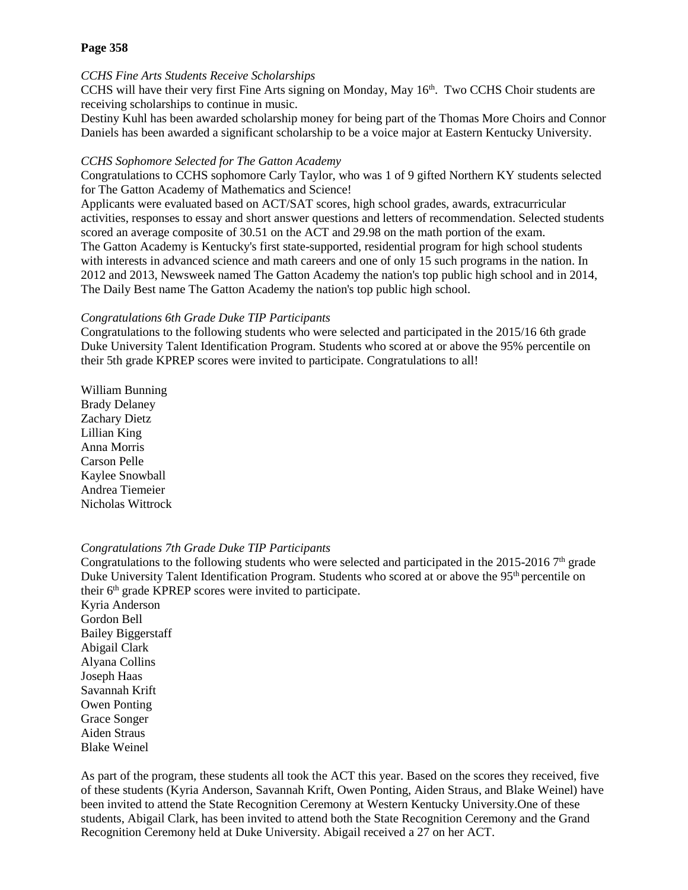**Page 358**

*CCHS Fine Arts Students Receive Scholarships*

CCHS will have their very first Fine Arts signing on Monday, May 16th. Two CCHS Choir students are receiving scholarships to continue in music.

Destiny Kuhl has been awarded scholarship money for being part of the Thomas More Choirs and Connor Daniels has been awarded a significant scholarship to be a voice major at Eastern Kentucky University.

*CCHS Sophomore Selected for The Gatton Academy*

Congratulations to CCHS sophomore Carly Taylor, who was 1 of 9 gifted Northern KY students selected for The Gatton Academy of Mathematics and Science!

Applicants were evaluated based on ACT/SAT scores, high school grades, awards, extracurricular activities, responses to essay and short answer questions and letters of recommendation. Selected students scored an average composite of 30.51 on the ACT and 29.98 on the math portion of the exam.

The Gatton Academy is Kentucky's first state-supported, residential program for high school students with interests in advanced science and math careers and one of only 15 such programs in the nation. In 2012 and 2013, Newsweek named The Gatton Academy the nation's top public high school and in 2014, The Daily Best name The Gatton Academy the nation's top public high school.

*Congratulations 6th Grade Duke TIP Participants*

Congratulations to the following students who were selected and participated in the 2015/16 6th grade Duke University Talent Identification Program. Students who scored at or above the 95% percentile on their 5th grade KPREP scores were invited to participate. Congratulations to all!

William Bunning
Brady Delaney
Zachary Dietz
Lillian King
Anna Morris
Carson Pelle
Kaylee Snowball
Andrea Tiemeier
Nicholas Wittrock

*Congratulations 7th Grade Duke TIP Participants*

Congratulations to the following students who were selected and participated in the 2015-2016 7th grade Duke University Talent Identification Program. Students who scored at or above the 95th percentile on their 6th grade KPREP scores were invited to participate.

Kyria Anderson
Gordon Bell
Bailey Biggerstaff
Abigail Clark
Alyana Collins
Joseph Haas
Savannah Krift
Owen Ponting
Grace Songer
Aiden Straus
Blake Weinel

As part of the program, these students all took the ACT this year. Based on the scores they received, five of these students (Kyria Anderson, Savannah Krift, Owen Ponting, Aiden Straus, and Blake Weinel) have been invited to attend the State Recognition Ceremony at Western Kentucky University.One of these students, Abigail Clark, has been invited to attend both the State Recognition Ceremony and the Grand Recognition Ceremony held at Duke University. Abigail received a 27 on her ACT.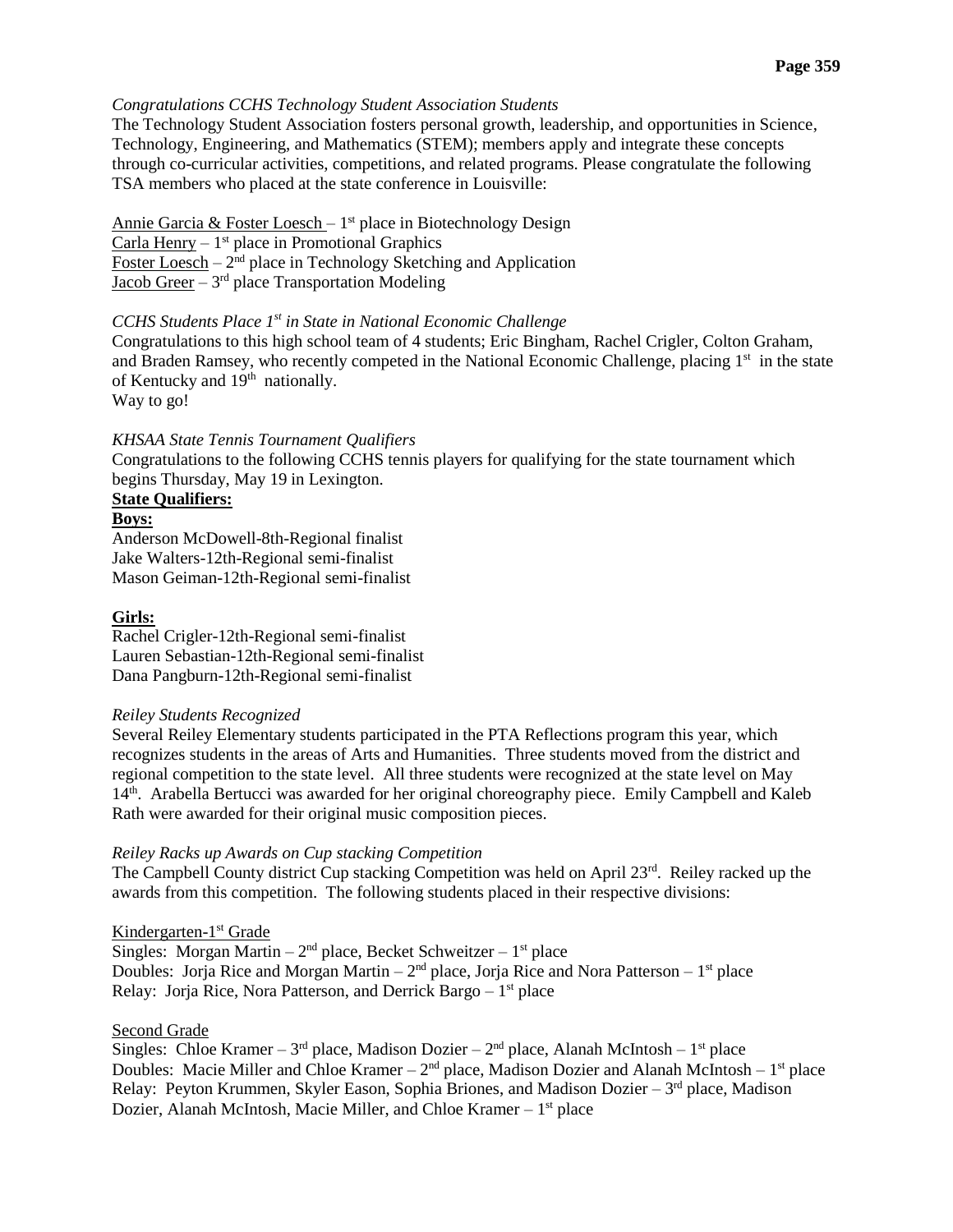*Congratulations CCHS Technology Student Association Students*

The Technology Student Association fosters personal growth, leadership, and opportunities in Science, Technology, Engineering, and Mathematics (STEM); members apply and integrate these concepts through co-curricular activities, competitions, and related programs. Please congratulate the following TSA members who placed at the state conference in Louisville:

Annie Garcia & Foster Loesch – 1st place in Biotechnology Design
Carla Henry – 1st place in Promotional Graphics
Foster Loesch – 2nd place in Technology Sketching and Application
Jacob Greer – 3rd place Transportation Modeling

*CCHS Students Place 1st in State in National Economic Challenge*

Congratulations to this high school team of 4 students; Eric Bingham, Rachel Crigler, Colton Graham, and Braden Ramsey, who recently competed in the National Economic Challenge, placing 1st in the state of Kentucky and 19th nationally.
Way to go!

*KHSAA State Tennis Tournament Qualifiers*

Congratulations to the following CCHS tennis players for qualifying for the state tournament which begins Thursday, May 19 in Lexington.

**State Qualifiers:**

**Boys:**

Anderson McDowell-8th-Regional finalist
Jake Walters-12th-Regional semi-finalist
Mason Geiman-12th-Regional semi-finalist

**Girls:**

Rachel Crigler-12th-Regional semi-finalist
Lauren Sebastian-12th-Regional semi-finalist
Dana Pangburn-12th-Regional semi-finalist

*Reiley Students Recognized*

Several Reiley Elementary students participated in the PTA Reflections program this year, which recognizes students in the areas of Arts and Humanities. Three students moved from the district and regional competition to the state level. All three students were recognized at the state level on May 14th. Arabella Bertucci was awarded for her original choreography piece. Emily Campbell and Kaleb Rath were awarded for their original music composition pieces.

*Reiley Racks up Awards on Cup stacking Competition*

The Campbell County district Cup stacking Competition was held on April 23rd. Reiley racked up the awards from this competition. The following students placed in their respective divisions:

Kindergarten-1st Grade

Singles: Morgan Martin – 2nd place, Becket Schweitzer – 1st place
Doubles: Jorja Rice and Morgan Martin – 2nd place, Jorja Rice and Nora Patterson – 1st place
Relay: Jorja Rice, Nora Patterson, and Derrick Bargo – 1st place

Second Grade

Singles: Chloe Kramer – 3rd place, Madison Dozier – 2nd place, Alanah McIntosh – 1st place
Doubles: Macie Miller and Chloe Kramer – 2nd place, Madison Dozier and Alanah McIntosh – 1st place
Relay: Peyton Krummen, Skyler Eason, Sophia Briones, and Madison Dozier – 3rd place, Madison Dozier, Alanah McIntosh, Macie Miller, and Chloe Kramer – 1st place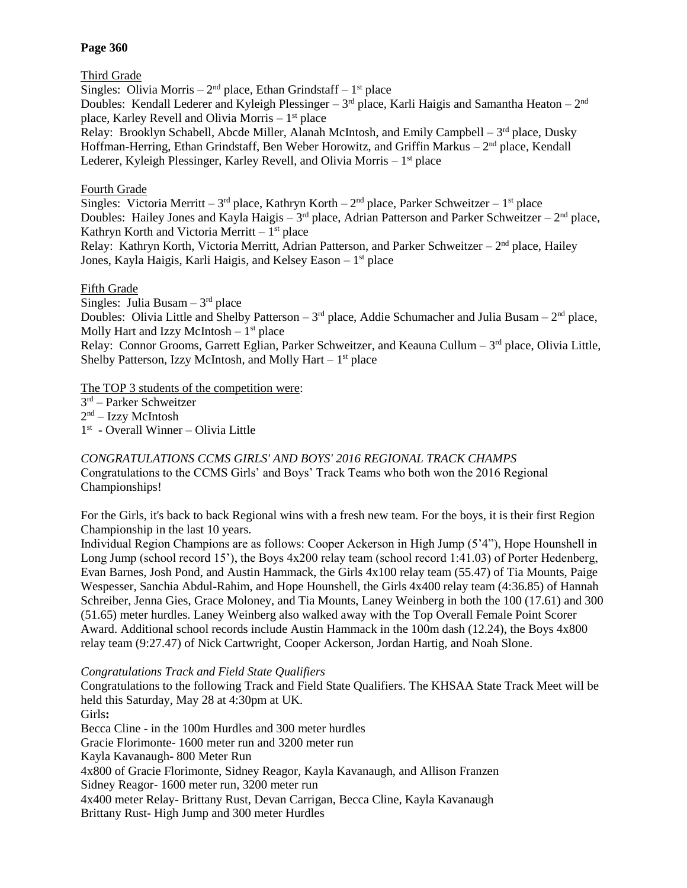**Page 360**

<u>Third Grade</u>

Singles: Olivia Morris – 2nd place, Ethan Grindstaff – 1st place
Doubles: Kendall Lederer and Kyleigh Plessinger – 3rd place, Karli Haigis and Samantha Heaton – 2nd place, Karley Revell and Olivia Morris – 1st place
Relay: Brooklyn Schabell, Abcde Miller, Alanah McIntosh, and Emily Campbell – 3rd place, Dusky Hoffman-Herring, Ethan Grindstaff, Ben Weber Horowitz, and Griffin Markus – 2nd place, Kendall Lederer, Kyleigh Plessinger, Karley Revell, and Olivia Morris – 1st place

<u>Fourth Grade</u>

Singles: Victoria Merritt – 3rd place, Kathryn Korth – 2nd place, Parker Schweitzer – 1st place
Doubles: Hailey Jones and Kayla Haigis – 3rd place, Adrian Patterson and Parker Schweitzer – 2nd place, Kathryn Korth and Victoria Merritt – 1st place
Relay: Kathryn Korth, Victoria Merritt, Adrian Patterson, and Parker Schweitzer – 2nd place, Hailey Jones, Kayla Haigis, Karli Haigis, and Kelsey Eason – 1st place

<u>Fifth Grade</u>

Singles: Julia Busam – 3rd place
Doubles: Olivia Little and Shelby Patterson – 3rd place, Addie Schumacher and Julia Busam – 2nd place, Molly Hart and Izzy McIntosh – 1st place
Relay: Connor Grooms, Garrett Eglian, Parker Schweitzer, and Keauna Cullum – 3rd place, Olivia Little, Shelby Patterson, Izzy McIntosh, and Molly Hart – 1st place

<u>The TOP 3 students of the competition were</u>:
3rd – Parker Schweitzer
2nd – Izzy McIntosh
1st - Overall Winner – Olivia Little

*CONGRATULATIONS CCMS GIRLS' AND BOYS' 2016 REGIONAL TRACK CHAMPS*
Congratulations to the CCMS Girls' and Boys' Track Teams who both won the 2016 Regional Championships!

For the Girls, it's back to back Regional wins with a fresh new team. For the boys, it is their first Region Championship in the last 10 years.
Individual Region Champions are as follows: Cooper Ackerson in High Jump (5'4"), Hope Hounshell in Long Jump (school record 15'), the Boys 4x200 relay team (school record 1:41.03) of Porter Hedenberg, Evan Barnes, Josh Pond, and Austin Hammack, the Girls 4x100 relay team (55.47) of Tia Mounts, Paige Wespesser, Sanchia Abdul-Rahim, and Hope Hounshell, the Girls 4x400 relay team (4:36.85) of Hannah Schreiber, Jenna Gies, Grace Moloney, and Tia Mounts, Laney Weinberg in both the 100 (17.61) and 300 (51.65) meter hurdles. Laney Weinberg also walked away with the Top Overall Female Point Scorer Award. Additional school records include Austin Hammack in the 100m dash (12.24), the Boys 4x800 relay team (9:27.47) of Nick Cartwright, Cooper Ackerson, Jordan Hartig, and Noah Slone.

*Congratulations Track and Field State Qualifiers*
Congratulations to the following Track and Field State Qualifiers. The KHSAA State Track Meet will be held this Saturday, May 28 at 4:30pm at UK.
Girls**:**
Becca Cline - in the 100m Hurdles and 300 meter hurdles
Gracie Florimonte- 1600 meter run and 3200 meter run
Kayla Kavanaugh- 800 Meter Run
4x800 of Gracie Florimonte, Sidney Reagor, Kayla Kavanaugh, and Allison Franzen
Sidney Reagor- 1600 meter run, 3200 meter run
4x400 meter Relay- Brittany Rust, Devan Carrigan, Becca Cline, Kayla Kavanaugh
Brittany Rust- High Jump and 300 meter Hurdles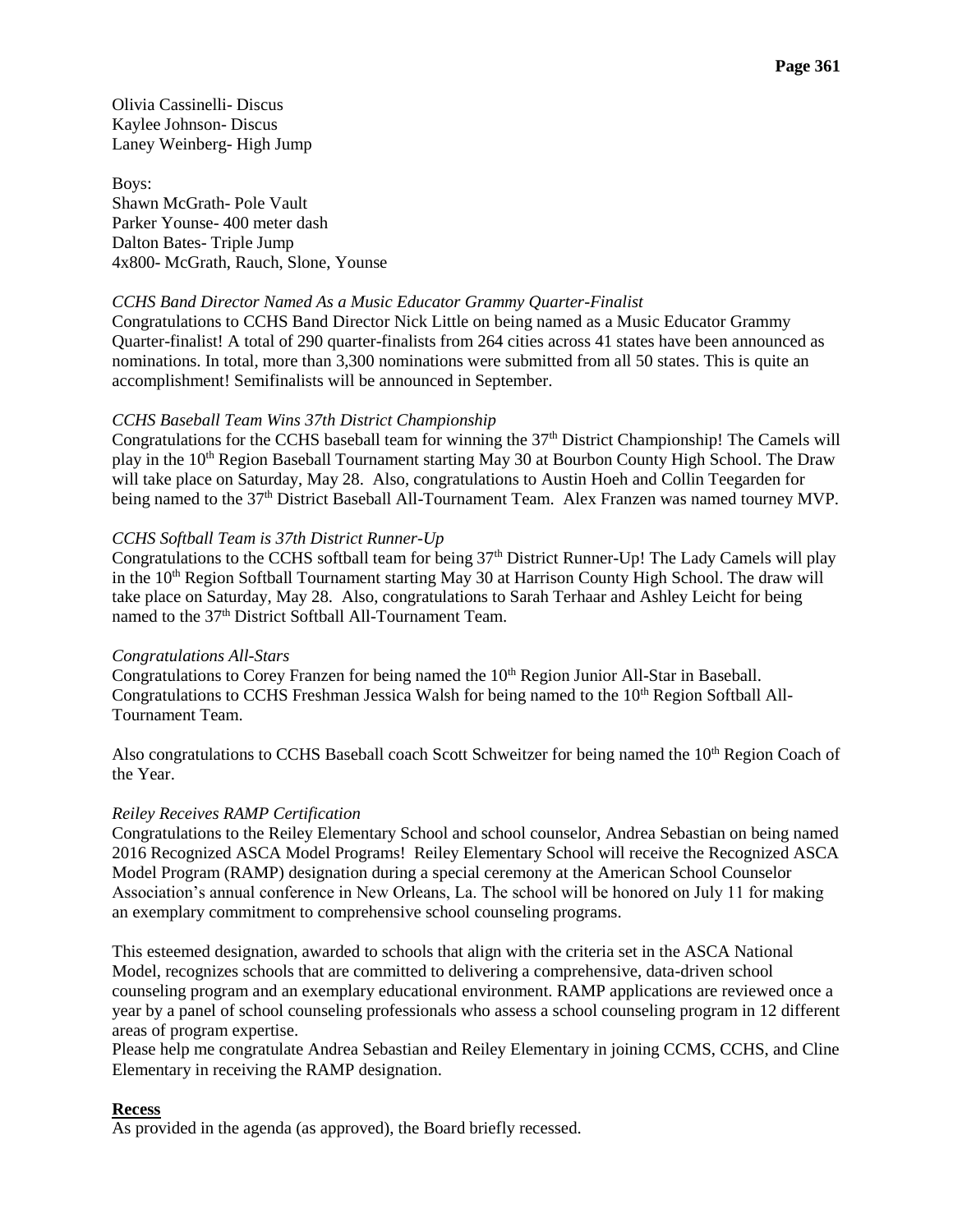Olivia Cassinelli- Discus
Kaylee Johnson- Discus
Laney Weinberg- High Jump

Boys:
Shawn McGrath- Pole Vault
Parker Younse- 400 meter dash
Dalton Bates- Triple Jump
4x800- McGrath, Rauch, Slone, Younse

*CCHS Band Director Named As a Music Educator Grammy Quarter-Finalist*
Congratulations to CCHS Band Director Nick Little on being named as a Music Educator Grammy Quarter-finalist! A total of 290 quarter-finalists from 264 cities across 41 states have been announced as nominations. In total, more than 3,300 nominations were submitted from all 50 states. This is quite an accomplishment! Semifinalists will be announced in September.

*CCHS Baseball Team Wins 37th District Championship*
Congratulations for the CCHS baseball team for winning the 37th District Championship! The Camels will play in the 10th Region Baseball Tournament starting May 30 at Bourbon County High School. The Draw will take place on Saturday, May 28. Also, congratulations to Austin Hoeh and Collin Teegarden for being named to the 37th District Baseball All-Tournament Team. Alex Franzen was named tourney MVP.

*CCHS Softball Team is 37th District Runner-Up*
Congratulations to the CCHS softball team for being 37th District Runner-Up! The Lady Camels will play in the 10th Region Softball Tournament starting May 30 at Harrison County High School. The draw will take place on Saturday, May 28. Also, congratulations to Sarah Terhaar and Ashley Leicht for being named to the 37th District Softball All-Tournament Team.

*Congratulations All-Stars*
Congratulations to Corey Franzen for being named the 10th Region Junior All-Star in Baseball. Congratulations to CCHS Freshman Jessica Walsh for being named to the 10th Region Softball All-Tournament Team.

Also congratulations to CCHS Baseball coach Scott Schweitzer for being named the 10th Region Coach of the Year.

*Reiley Receives RAMP Certification*
Congratulations to the Reiley Elementary School and school counselor, Andrea Sebastian on being named 2016 Recognized ASCA Model Programs! Reiley Elementary School will receive the Recognized ASCA Model Program (RAMP) designation during a special ceremony at the American School Counselor Association's annual conference in New Orleans, La. The school will be honored on July 11 for making an exemplary commitment to comprehensive school counseling programs.

This esteemed designation, awarded to schools that align with the criteria set in the ASCA National Model, recognizes schools that are committed to delivering a comprehensive, data-driven school counseling program and an exemplary educational environment. RAMP applications are reviewed once a year by a panel of school counseling professionals who assess a school counseling program in 12 different areas of program expertise.
Please help me congratulate Andrea Sebastian and Reiley Elementary in joining CCMS, CCHS, and Cline Elementary in receiving the RAMP designation.

**Recess**
As provided in the agenda (as approved), the Board briefly recessed.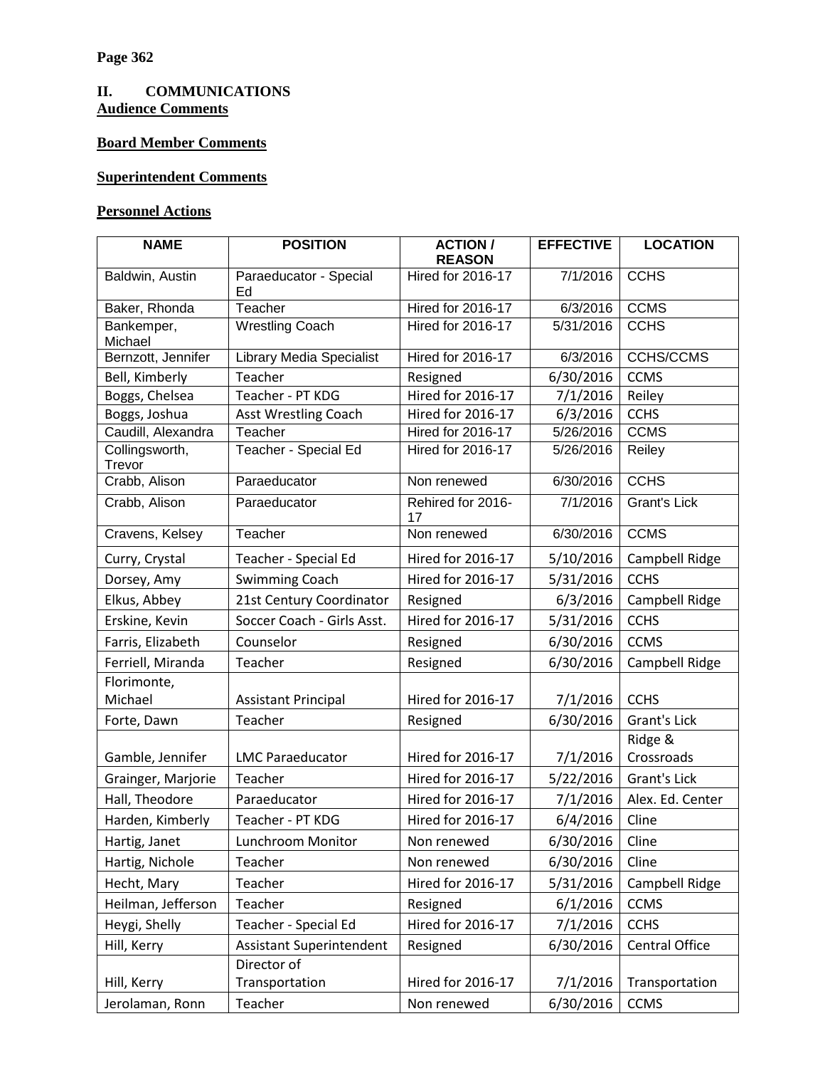**II. COMMUNICATIONS**

**Audience Comments**

**Board Member Comments**

**Superintendent Comments**

**Personnel Actions**

| NAME | POSITION | ACTION / REASON | EFFECTIVE | LOCATION |
|---|---|---|---|---|
| Baldwin, Austin | Paraeducator - Special Ed | Hired for 2016-17 | 7/1/2016 | CCHS |
| Baker, Rhonda | Teacher | Hired for 2016-17 | 6/3/2016 | CCMS |
| Bankemper, Michael | Wrestling Coach | Hired for 2016-17 | 5/31/2016 | CCHS |
| Bernzott, Jennifer | Library Media Specialist | Hired for 2016-17 | 6/3/2016 | CCHS/CCMS |
| Bell, Kimberly | Teacher | Resigned | 6/30/2016 | CCMS |
| Boggs, Chelsea | Teacher - PT KDG | Hired for 2016-17 | 7/1/2016 | Reiley |
| Boggs, Joshua | Asst Wrestling Coach | Hired for 2016-17 | 6/3/2016 | CCHS |
| Caudill, Alexandra | Teacher | Hired for 2016-17 | 5/26/2016 | CCMS |
| Collingsworth, Trevor | Teacher - Special Ed | Hired for 2016-17 | 5/26/2016 | Reiley |
| Crabb, Alison | Paraeducator | Non renewed | 6/30/2016 | CCHS |
| Crabb, Alison | Paraeducator | Rehired for 2016-17 | 7/1/2016 | Grant's Lick |
| Cravens, Kelsey | Teacher | Non renewed | 6/30/2016 | CCMS |
| Curry, Crystal | Teacher - Special Ed | Hired for 2016-17 | 5/10/2016 | Campbell Ridge |
| Dorsey, Amy | Swimming Coach | Hired for 2016-17 | 5/31/2016 | CCHS |
| Elkus, Abbey | 21st Century Coordinator | Resigned | 6/3/2016 | Campbell Ridge |
| Erskine, Kevin | Soccer Coach - Girls Asst. | Hired for 2016-17 | 5/31/2016 | CCHS |
| Farris, Elizabeth | Counselor | Resigned | 6/30/2016 | CCMS |
| Ferriell, Miranda | Teacher | Resigned | 6/30/2016 | Campbell Ridge |
| Florimonte, Michael | Assistant Principal | Hired for 2016-17 | 7/1/2016 | CCHS |
| Forte, Dawn | Teacher | Resigned | 6/30/2016 | Grant's Lick |
| Gamble, Jennifer | LMC Paraeducator | Hired for 2016-17 | 7/1/2016 | Ridge & Crossroads |
| Grainger, Marjorie | Teacher | Hired for 2016-17 | 5/22/2016 | Grant's Lick |
| Hall, Theodore | Paraeducator | Hired for 2016-17 | 7/1/2016 | Alex. Ed. Center |
| Harden, Kimberly | Teacher - PT KDG | Hired for 2016-17 | 6/4/2016 | Cline |
| Hartig, Janet | Lunchroom Monitor | Non renewed | 6/30/2016 | Cline |
| Hartig, Nichole | Teacher | Non renewed | 6/30/2016 | Cline |
| Hecht, Mary | Teacher | Hired for 2016-17 | 5/31/2016 | Campbell Ridge |
| Heilman, Jefferson | Teacher | Resigned | 6/1/2016 | CCMS |
| Heygi, Shelly | Teacher - Special Ed | Hired for 2016-17 | 7/1/2016 | CCHS |
| Hill, Kerry | Assistant Superintendent | Resigned | 6/30/2016 | Central Office |
| Hill, Kerry | Director of Transportation | Hired for 2016-17 | 7/1/2016 | Transportation |
| Jerolaman, Ronn | Teacher | Non renewed | 6/30/2016 | CCMS |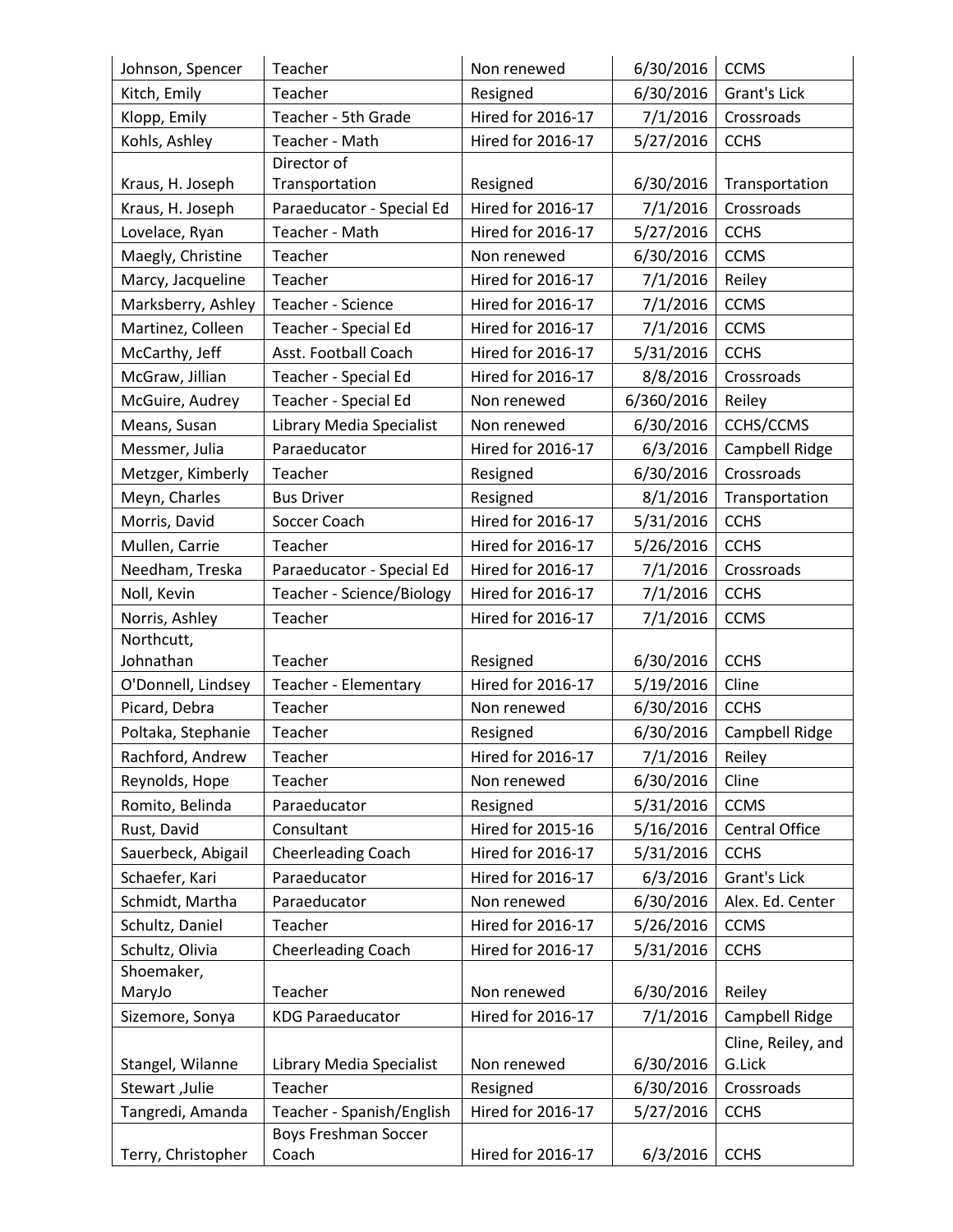| Johnson, Spencer | Teacher | Non renewed | 6/30/2016 | CCMS |
|---|---|---|---|---|
| Kitch, Emily | Teacher | Resigned | 6/30/2016 | Grant's Lick |
| Klopp, Emily | Teacher - 5th Grade | Hired for 2016-17 | 7/1/2016 | Crossroads |
| Kohls, Ashley | Teacher - Math | Hired for 2016-17 | 5/27/2016 | CCHS |
| Kraus, H. Joseph | Director of Transportation | Resigned | 6/30/2016 | Transportation |
| Kraus, H. Joseph | Paraeducator - Special Ed | Hired for 2016-17 | 7/1/2016 | Crossroads |
| Lovelace, Ryan | Teacher - Math | Hired for 2016-17 | 5/27/2016 | CCHS |
| Maegly, Christine | Teacher | Non renewed | 6/30/2016 | CCMS |
| Marcy, Jacqueline | Teacher | Hired for 2016-17 | 7/1/2016 | Reiley |
| Marksberry, Ashley | Teacher - Science | Hired for 2016-17 | 7/1/2016 | CCMS |
| Martinez, Colleen | Teacher - Special Ed | Hired for 2016-17 | 7/1/2016 | CCMS |
| McCarthy, Jeff | Asst. Football Coach | Hired for 2016-17 | 5/31/2016 | CCHS |
| McGraw, Jillian | Teacher - Special Ed | Hired for 2016-17 | 8/8/2016 | Crossroads |
| McGuire, Audrey | Teacher - Special Ed | Non renewed | 6/360/2016 | Reiley |
| Means, Susan | Library Media Specialist | Non renewed | 6/30/2016 | CCHS/CCMS |
| Messmer, Julia | Paraeducator | Hired for 2016-17 | 6/3/2016 | Campbell Ridge |
| Metzger, Kimberly | Teacher | Resigned | 6/30/2016 | Crossroads |
| Meyn, Charles | Bus Driver | Resigned | 8/1/2016 | Transportation |
| Morris, David | Soccer Coach | Hired for 2016-17 | 5/31/2016 | CCHS |
| Mullen, Carrie | Teacher | Hired for 2016-17 | 5/26/2016 | CCHS |
| Needham, Treska | Paraeducator - Special Ed | Hired for 2016-17 | 7/1/2016 | Crossroads |
| Noll, Kevin | Teacher - Science/Biology | Hired for 2016-17 | 7/1/2016 | CCHS |
| Norris, Ashley | Teacher | Hired for 2016-17 | 7/1/2016 | CCMS |
| Northcutt, Johnathan | Teacher | Resigned | 6/30/2016 | CCHS |
| O'Donnell, Lindsey | Teacher - Elementary | Hired for 2016-17 | 5/19/2016 | Cline |
| Picard, Debra | Teacher | Non renewed | 6/30/2016 | CCHS |
| Poltaka, Stephanie | Teacher | Resigned | 6/30/2016 | Campbell Ridge |
| Rachford, Andrew | Teacher | Hired for 2016-17 | 7/1/2016 | Reiley |
| Reynolds, Hope | Teacher | Non renewed | 6/30/2016 | Cline |
| Romito, Belinda | Paraeducator | Resigned | 5/31/2016 | CCMS |
| Rust, David | Consultant | Hired for 2015-16 | 5/16/2016 | Central Office |
| Sauerbeck, Abigail | Cheerleading Coach | Hired for 2016-17 | 5/31/2016 | CCHS |
| Schaefer, Kari | Paraeducator | Hired for 2016-17 | 6/3/2016 | Grant's Lick |
| Schmidt, Martha | Paraeducator | Non renewed | 6/30/2016 | Alex. Ed. Center |
| Schultz, Daniel | Teacher | Hired for 2016-17 | 5/26/2016 | CCMS |
| Schultz, Olivia | Cheerleading Coach | Hired for 2016-17 | 5/31/2016 | CCHS |
| Shoemaker, MaryJo | Teacher | Non renewed | 6/30/2016 | Reiley |
| Sizemore, Sonya | KDG Paraeducator | Hired for 2016-17 | 7/1/2016 | Campbell Ridge |
| Stangel, Wilanne | Library Media Specialist | Non renewed | 6/30/2016 | Cline, Reiley, and G.Lick |
| Stewart ,Julie | Teacher | Resigned | 6/30/2016 | Crossroads |
| Tangredi, Amanda | Teacher - Spanish/English | Hired for 2016-17 | 5/27/2016 | CCHS |
| Terry, Christopher | Boys Freshman Soccer Coach | Hired for 2016-17 | 6/3/2016 | CCHS |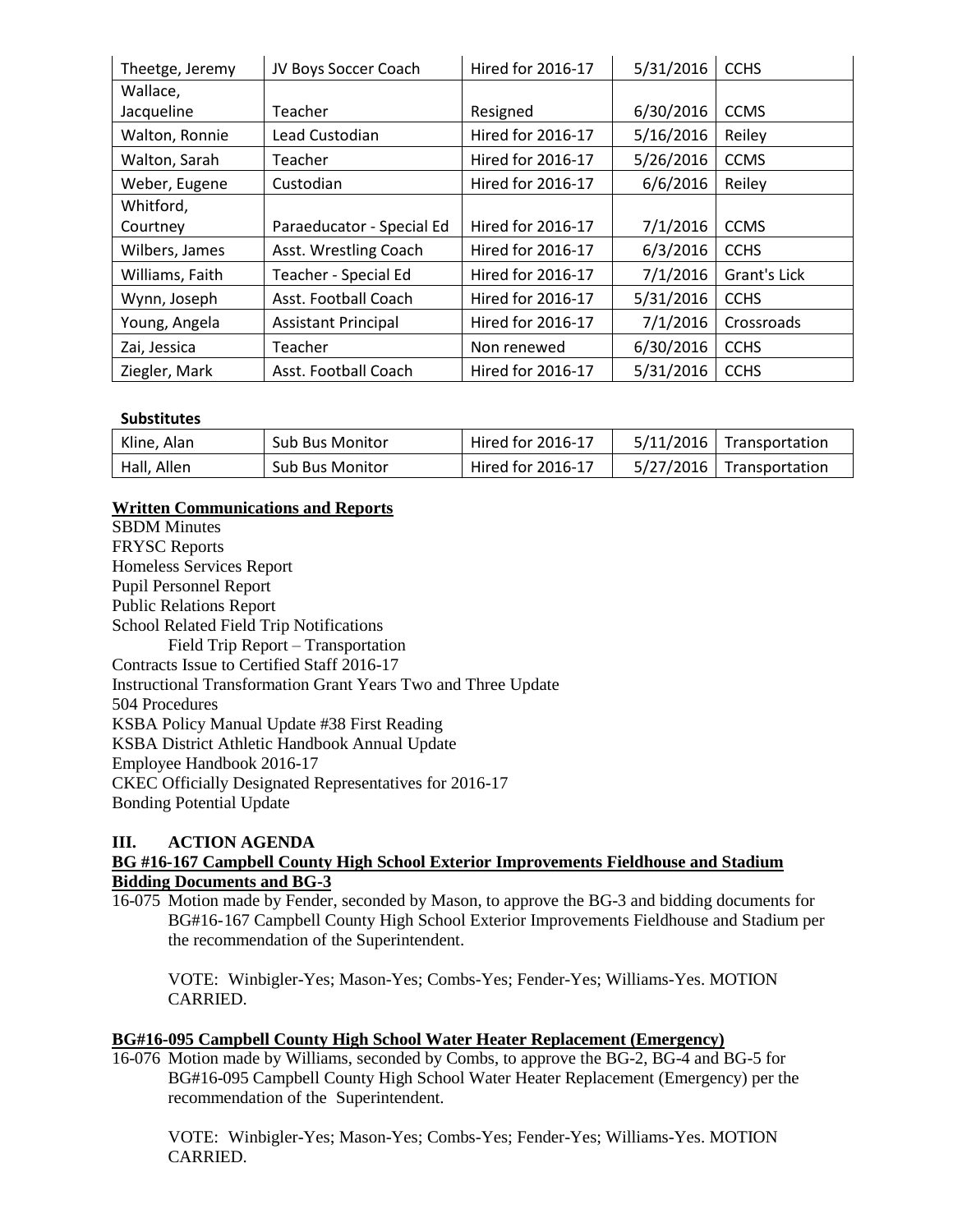| Theetge, Jeremy | JV Boys Soccer Coach | Hired for 2016-17 | 5/31/2016 | CCHS |
|---|---|---|---|---|
| Wallace, Jacqueline | Teacher | Resigned | 6/30/2016 | CCMS |
| Walton, Ronnie | Lead Custodian | Hired for 2016-17 | 5/16/2016 | Reiley |
| Walton, Sarah | Teacher | Hired for 2016-17 | 5/26/2016 | CCMS |
| Weber, Eugene | Custodian | Hired for 2016-17 | 6/6/2016 | Reiley |
| Whitford, Courtney | Paraeducator - Special Ed | Hired for 2016-17 | 7/1/2016 | CCMS |
| Wilbers, James | Asst. Wrestling Coach | Hired for 2016-17 | 6/3/2016 | CCHS |
| Williams, Faith | Teacher - Special Ed | Hired for 2016-17 | 7/1/2016 | Grant's Lick |
| Wynn, Joseph | Asst. Football Coach | Hired for 2016-17 | 5/31/2016 | CCHS |
| Young, Angela | Assistant Principal | Hired for 2016-17 | 7/1/2016 | Crossroads |
| Zai, Jessica | Teacher | Non renewed | 6/30/2016 | CCHS |
| Ziegler, Mark | Asst. Football Coach | Hired for 2016-17 | 5/31/2016 | CCHS |

**Substitutes**

| Kline, Alan | Sub Bus Monitor | Hired for 2016-17 | 5/11/2016 | Transportation |
|---|---|---|---|---|
| Hall, Allen | Sub Bus Monitor | Hired for 2016-17 | 5/27/2016 | Transportation |

**Written Communications and Reports**

SBDM Minutes
FRYSC Reports
Homeless Services Report
Pupil Personnel Report
Public Relations Report
School Related Field Trip Notifications
  Field Trip Report – Transportation
Contracts Issue to Certified Staff 2016-17
Instructional Transformation Grant Years Two and Three Update
504 Procedures
KSBA Policy Manual Update #38 First Reading
KSBA District Athletic Handbook Annual Update
Employee Handbook 2016-17
CKEC Officially Designated Representatives for 2016-17
Bonding Potential Update

## III. ACTION AGENDA

**BG #16-167 Campbell County High School Exterior Improvements Fieldhouse and Stadium Bidding Documents and BG-3**

16-075 Motion made by Fender, seconded by Mason, to approve the BG-3 and bidding documents for BG#16-167 Campbell County High School Exterior Improvements Fieldhouse and Stadium per the recommendation of the Superintendent.

VOTE: Winbigler-Yes; Mason-Yes; Combs-Yes; Fender-Yes; Williams-Yes. MOTION CARRIED.

**BG#16-095 Campbell County High School Water Heater Replacement (Emergency)**

16-076 Motion made by Williams, seconded by Combs, to approve the BG-2, BG-4 and BG-5 for BG#16-095 Campbell County High School Water Heater Replacement (Emergency) per the recommendation of the Superintendent.

VOTE: Winbigler-Yes; Mason-Yes; Combs-Yes; Fender-Yes; Williams-Yes. MOTION CARRIED.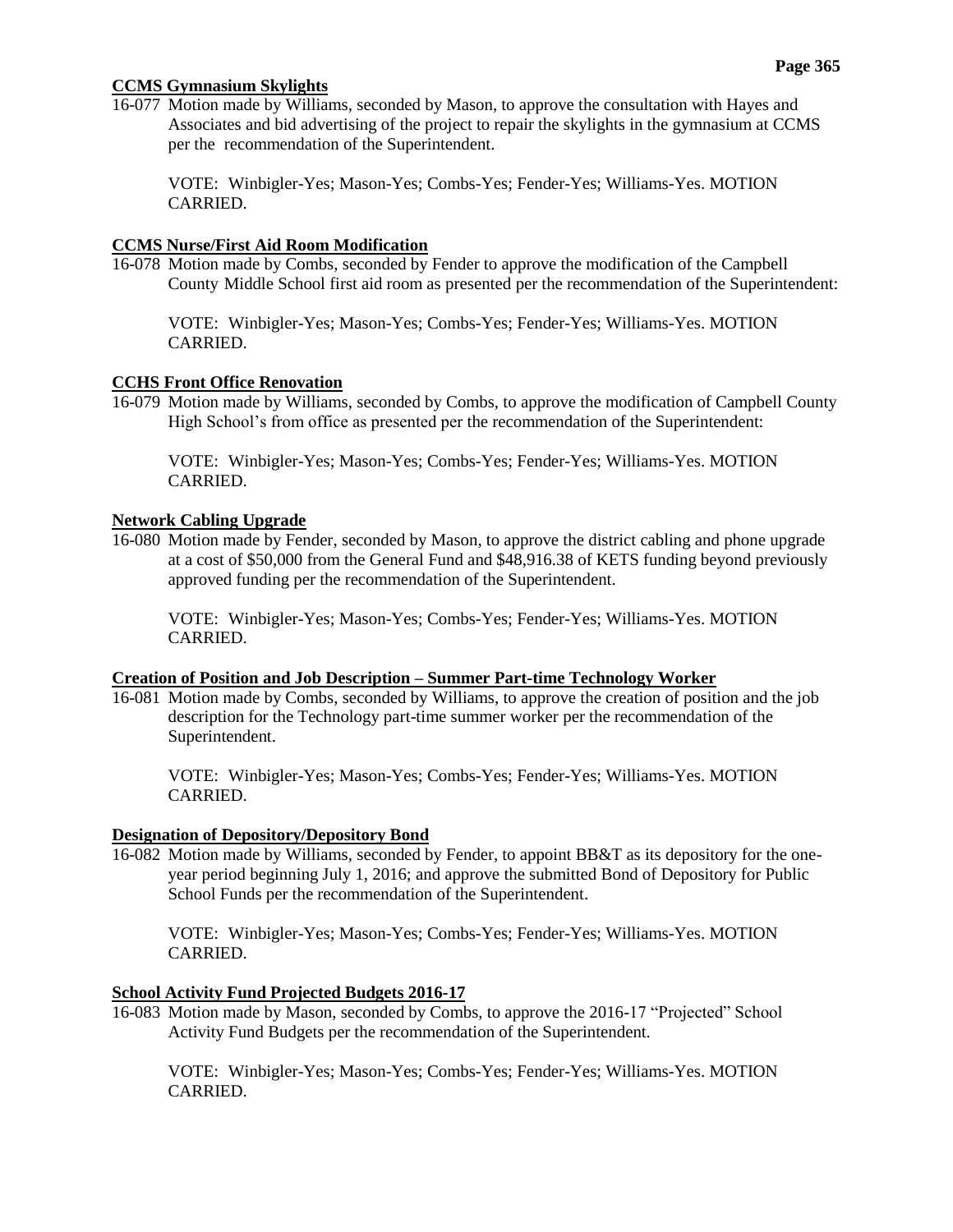**CCMS Gymnasium Skylights**

16-077 Motion made by Williams, seconded by Mason, to approve the consultation with Hayes and Associates and bid advertising of the project to repair the skylights in the gymnasium at CCMS per the recommendation of the Superintendent.

VOTE: Winbigler-Yes; Mason-Yes; Combs-Yes; Fender-Yes; Williams-Yes. MOTION CARRIED.

**CCMS Nurse/First Aid Room Modification**

16-078 Motion made by Combs, seconded by Fender to approve the modification of the Campbell County Middle School first aid room as presented per the recommendation of the Superintendent:

VOTE: Winbigler-Yes; Mason-Yes; Combs-Yes; Fender-Yes; Williams-Yes. MOTION CARRIED.

**CCHS Front Office Renovation**

16-079 Motion made by Williams, seconded by Combs, to approve the modification of Campbell County High School's from office as presented per the recommendation of the Superintendent:

VOTE: Winbigler-Yes; Mason-Yes; Combs-Yes; Fender-Yes; Williams-Yes. MOTION CARRIED.

**Network Cabling Upgrade**

16-080 Motion made by Fender, seconded by Mason, to approve the district cabling and phone upgrade at a cost of $50,000 from the General Fund and $48,916.38 of KETS funding beyond previously approved funding per the recommendation of the Superintendent.

VOTE: Winbigler-Yes; Mason-Yes; Combs-Yes; Fender-Yes; Williams-Yes. MOTION CARRIED.

**Creation of Position and Job Description – Summer Part-time Technology Worker**

16-081 Motion made by Combs, seconded by Williams, to approve the creation of position and the job description for the Technology part-time summer worker per the recommendation of the Superintendent.

VOTE: Winbigler-Yes; Mason-Yes; Combs-Yes; Fender-Yes; Williams-Yes. MOTION CARRIED.

**Designation of Depository/Depository Bond**

16-082 Motion made by Williams, seconded by Fender, to appoint BB&T as its depository for the one-year period beginning July 1, 2016; and approve the submitted Bond of Depository for Public School Funds per the recommendation of the Superintendent.

VOTE: Winbigler-Yes; Mason-Yes; Combs-Yes; Fender-Yes; Williams-Yes. MOTION CARRIED.

**School Activity Fund Projected Budgets 2016-17**

16-083 Motion made by Mason, seconded by Combs, to approve the 2016-17 "Projected" School Activity Fund Budgets per the recommendation of the Superintendent.

VOTE: Winbigler-Yes; Mason-Yes; Combs-Yes; Fender-Yes; Williams-Yes. MOTION CARRIED.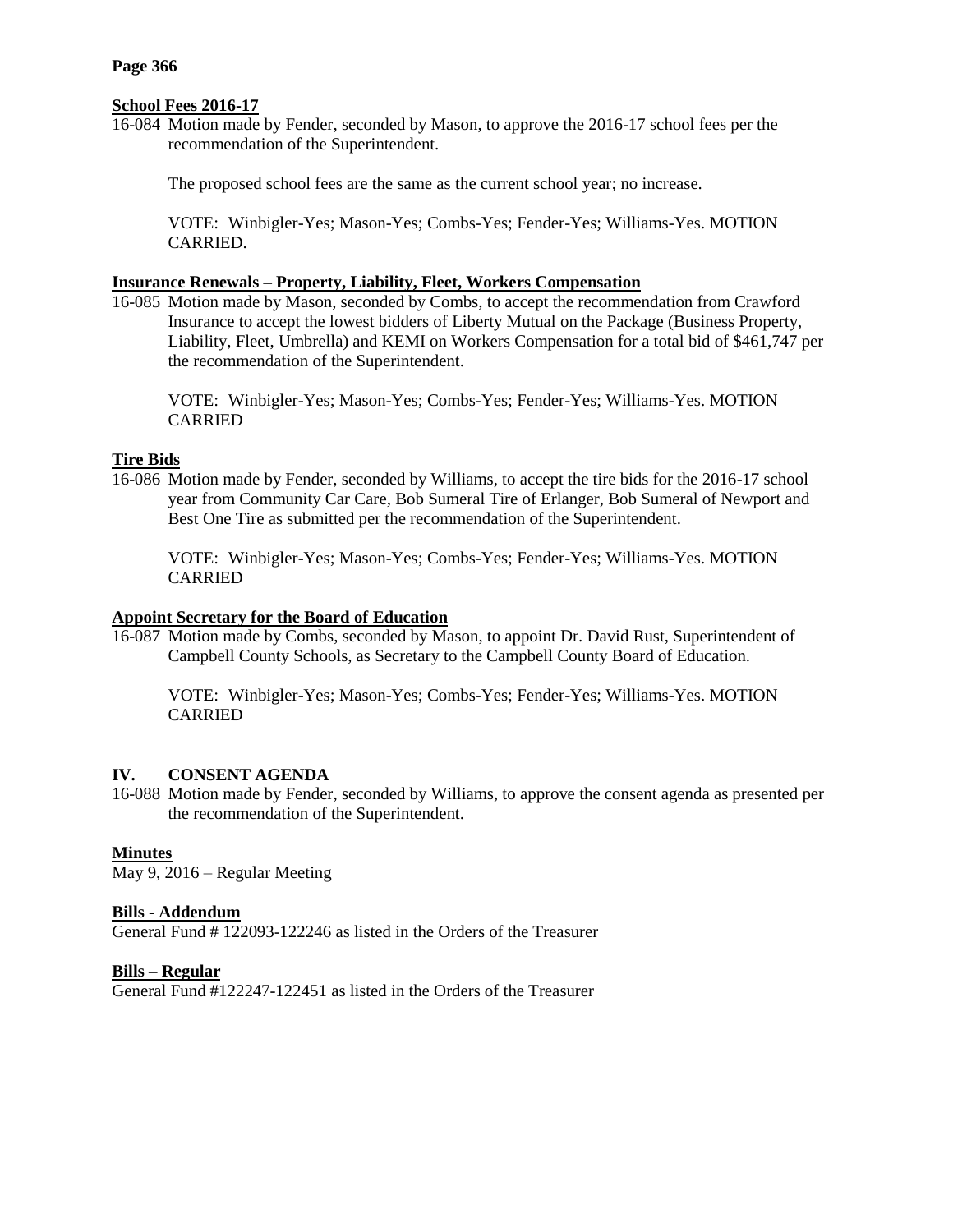**School Fees 2016-17**

16-084 Motion made by Fender, seconded by Mason, to approve the 2016-17 school fees per the recommendation of the Superintendent.

The proposed school fees are the same as the current school year; no increase.

VOTE: Winbigler-Yes; Mason-Yes; Combs-Yes; Fender-Yes; Williams-Yes. MOTION CARRIED.

**Insurance Renewals – Property, Liability, Fleet, Workers Compensation**

16-085 Motion made by Mason, seconded by Combs, to accept the recommendation from Crawford Insurance to accept the lowest bidders of Liberty Mutual on the Package (Business Property, Liability, Fleet, Umbrella) and KEMI on Workers Compensation for a total bid of $461,747 per the recommendation of the Superintendent.

VOTE: Winbigler-Yes; Mason-Yes; Combs-Yes; Fender-Yes; Williams-Yes. MOTION CARRIED

**Tire Bids**

16-086 Motion made by Fender, seconded by Williams, to accept the tire bids for the 2016-17 school year from Community Car Care, Bob Sumeral Tire of Erlanger, Bob Sumeral of Newport and Best One Tire as submitted per the recommendation of the Superintendent.

VOTE: Winbigler-Yes; Mason-Yes; Combs-Yes; Fender-Yes; Williams-Yes. MOTION CARRIED

**Appoint Secretary for the Board of Education**

16-087 Motion made by Combs, seconded by Mason, to appoint Dr. David Rust, Superintendent of Campbell County Schools, as Secretary to the Campbell County Board of Education.

VOTE: Winbigler-Yes; Mason-Yes; Combs-Yes; Fender-Yes; Williams-Yes. MOTION CARRIED

## IV. CONSENT AGENDA

16-088 Motion made by Fender, seconded by Williams, to approve the consent agenda as presented per the recommendation of the Superintendent.

**Minutes**

May 9, 2016 – Regular Meeting

**Bills - Addendum**

General Fund # 122093-122246 as listed in the Orders of the Treasurer

**Bills – Regular**

General Fund #122247-122451 as listed in the Orders of the Treasurer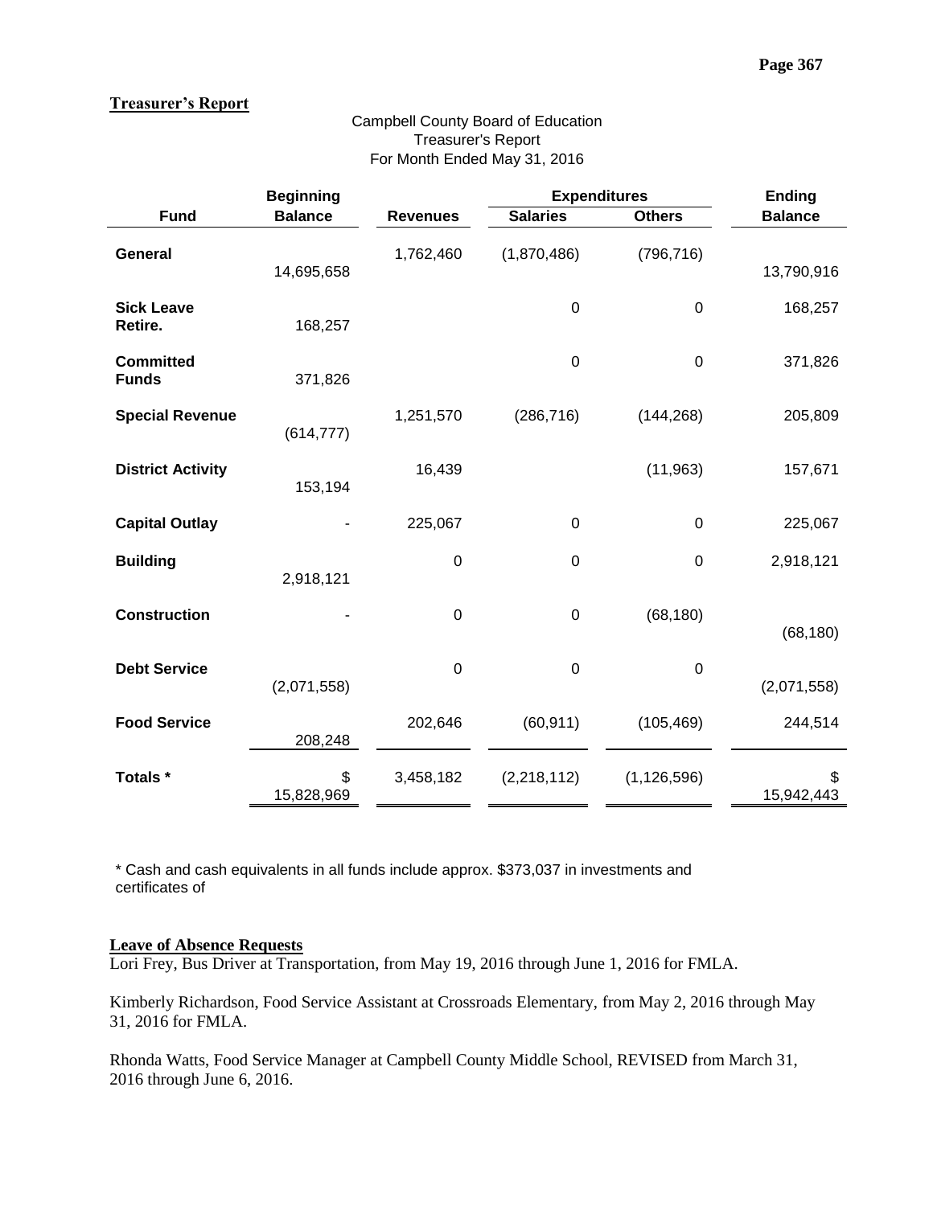## Treasurer's Report

Campbell County Board of Education
Treasurer's Report
For Month Ended May 31, 2016

| Fund | Beginning Balance | Revenues | Expenditures | | Ending Balance |
|---|---|---|---|---|---|
| | | | Salaries | Others | |
| **General** | 14,695,658 | 1,762,460 | (1,870,486) | (796,716) | 13,790,916 |
| **Sick Leave Retire.** | 168,257 | | 0 | 0 | 168,257 |
| **Committed Funds** | 371,826 | | 0 | 0 | 371,826 |
| **Special Revenue** | (614,777) | 1,251,570 | (286,716) | (144,268) | 205,809 |
| **District Activity** | 153,194 | 16,439 | | (11,963) | 157,671 |
| **Capital Outlay** | - | 225,067 | 0 | 0 | 225,067 |
| **Building** | 2,918,121 | 0 | 0 | 0 | 2,918,121 |
| **Construction** | - | 0 | 0 | (68,180) | (68,180) |
| **Debt Service** | (2,071,558) | 0 | 0 | 0 | (2,071,558) |
| **Food Service** | 208,248 | 202,646 | (60,911) | (105,469) | 244,514 |
| **Totals *** | $ 15,828,969 | 3,458,182 | (2,218,112) | (1,126,596) | $ 15,942,443 |

* Cash and cash equivalents in all funds include approx. $373,037 in investments and certificates of

## Leave of Absence Requests

Lori Frey, Bus Driver at Transportation, from May 19, 2016 through June 1, 2016 for FMLA.

Kimberly Richardson, Food Service Assistant at Crossroads Elementary, from May 2, 2016 through May 31, 2016 for FMLA.

Rhonda Watts, Food Service Manager at Campbell County Middle School, REVISED from March 31, 2016 through June 6, 2016.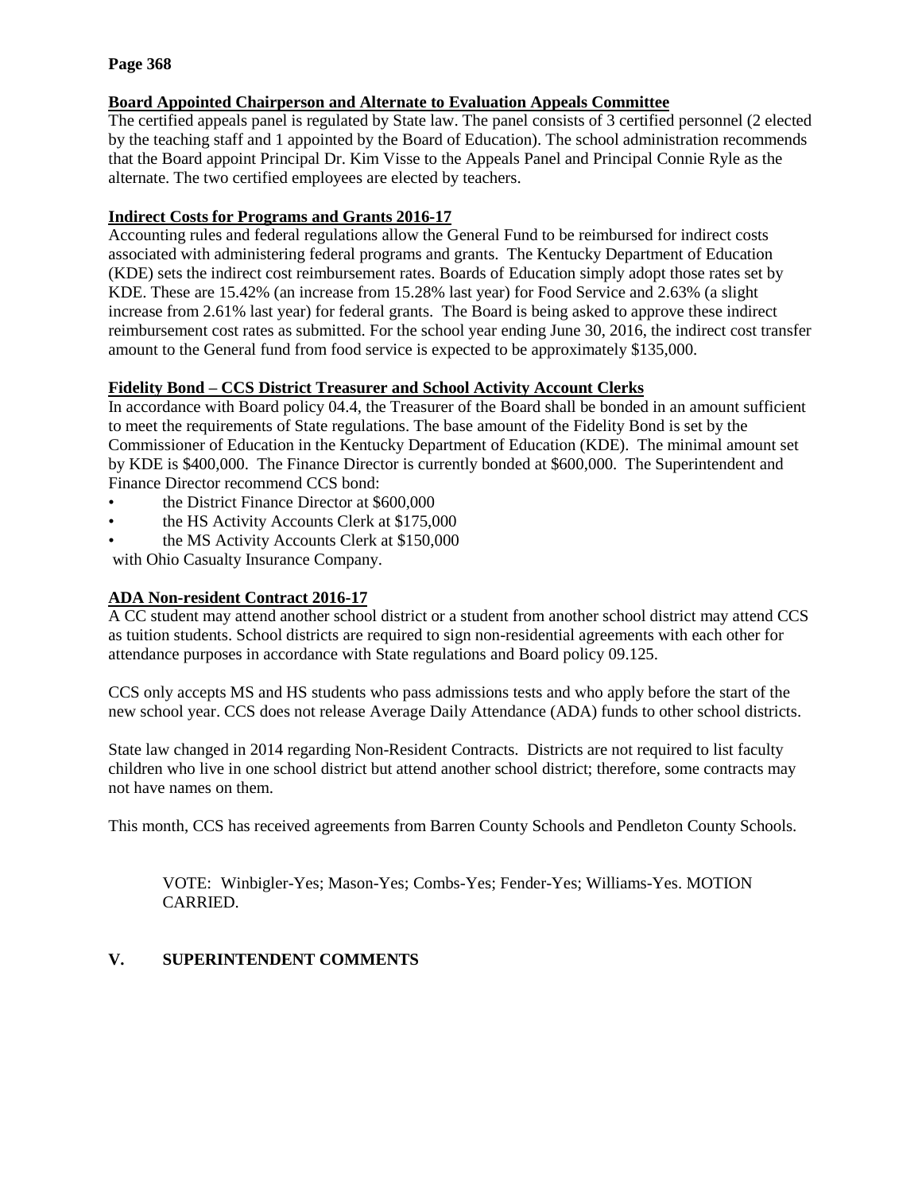**Board Appointed Chairperson and Alternate to Evaluation Appeals Committee**

The certified appeals panel is regulated by State law. The panel consists of 3 certified personnel (2 elected by the teaching staff and 1 appointed by the Board of Education). The school administration recommends that the Board appoint Principal Dr. Kim Visse to the Appeals Panel and Principal Connie Ryle as the alternate. The two certified employees are elected by teachers.

**Indirect Costs for Programs and Grants 2016-17**

Accounting rules and federal regulations allow the General Fund to be reimbursed for indirect costs associated with administering federal programs and grants. The Kentucky Department of Education (KDE) sets the indirect cost reimbursement rates. Boards of Education simply adopt those rates set by KDE. These are 15.42% (an increase from 15.28% last year) for Food Service and 2.63% (a slight increase from 2.61% last year) for federal grants. The Board is being asked to approve these indirect reimbursement cost rates as submitted. For the school year ending June 30, 2016, the indirect cost transfer amount to the General fund from food service is expected to be approximately $135,000.

**Fidelity Bond – CCS District Treasurer and School Activity Account Clerks**

In accordance with Board policy 04.4, the Treasurer of the Board shall be bonded in an amount sufficient to meet the requirements of State regulations. The base amount of the Fidelity Bond is set by the Commissioner of Education in the Kentucky Department of Education (KDE). The minimal amount set by KDE is $400,000. The Finance Director is currently bonded at $600,000. The Superintendent and Finance Director recommend CCS bond:

- the District Finance Director at $600,000
- the HS Activity Accounts Clerk at $175,000
- the MS Activity Accounts Clerk at $150,000

with Ohio Casualty Insurance Company.

**ADA Non-resident Contract 2016-17**

A CC student may attend another school district or a student from another school district may attend CCS as tuition students. School districts are required to sign non-residential agreements with each other for attendance purposes in accordance with State regulations and Board policy 09.125.

CCS only accepts MS and HS students who pass admissions tests and who apply before the start of the new school year. CCS does not release Average Daily Attendance (ADA) funds to other school districts.

State law changed in 2014 regarding Non-Resident Contracts. Districts are not required to list faculty children who live in one school district but attend another school district; therefore, some contracts may not have names on them.

This month, CCS has received agreements from Barren County Schools and Pendleton County Schools.

VOTE: Winbigler-Yes; Mason-Yes; Combs-Yes; Fender-Yes; Williams-Yes. MOTION CARRIED.

## V. SUPERINTENDENT COMMENTS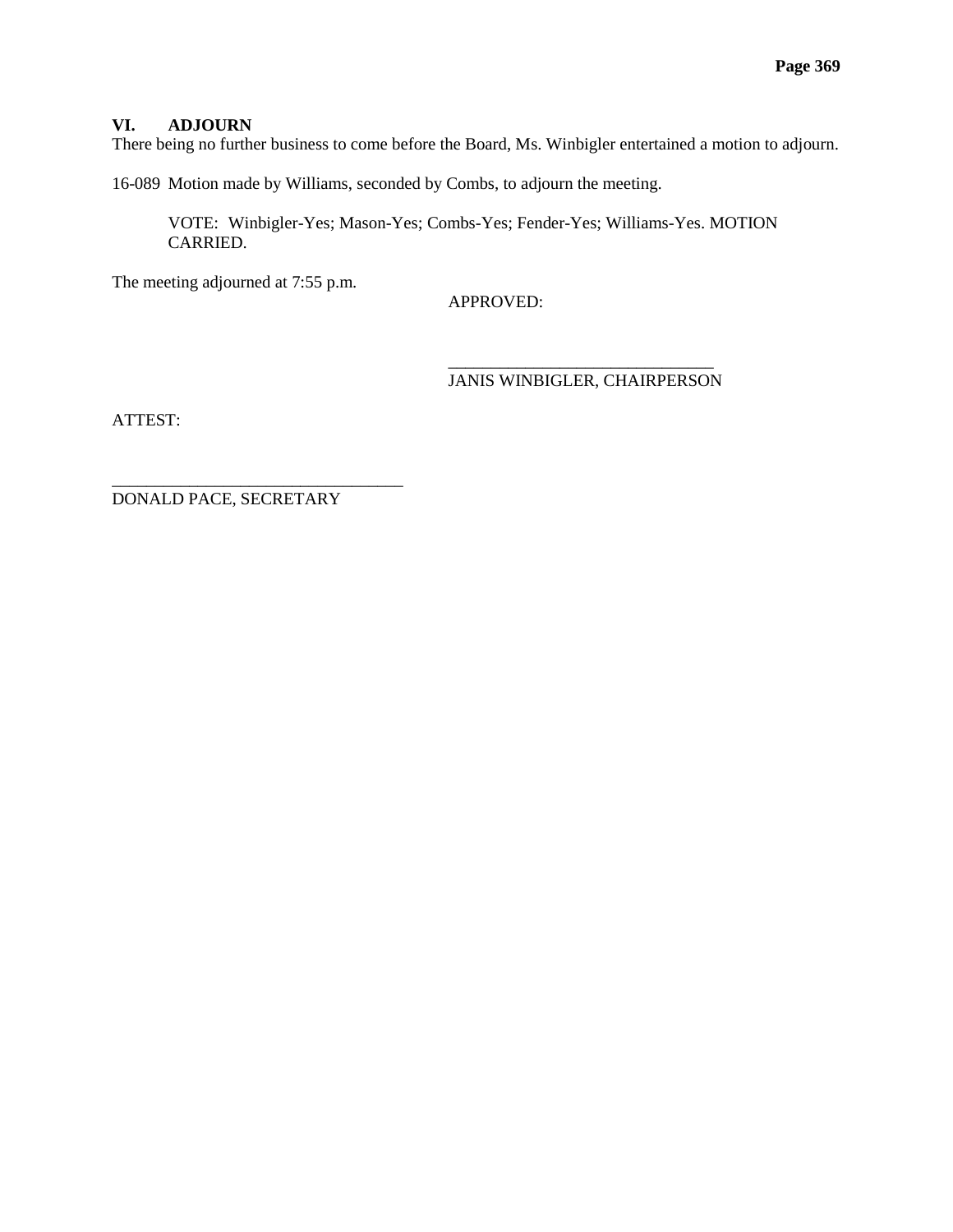## VI. ADJOURN

There being no further business to come before the Board, Ms. Winbigler entertained a motion to adjourn.

16-089 Motion made by Williams, seconded by Combs, to adjourn the meeting.

> VOTE: Winbigler-Yes; Mason-Yes; Combs-Yes; Fender-Yes; Williams-Yes. MOTION CARRIED.

The meeting adjourned at 7:55 p.m.

APPROVED:

_______________________________
JANIS WINBIGLER, CHAIRPERSON

ATTEST:

__________________________________
DONALD PACE, SECRETARY